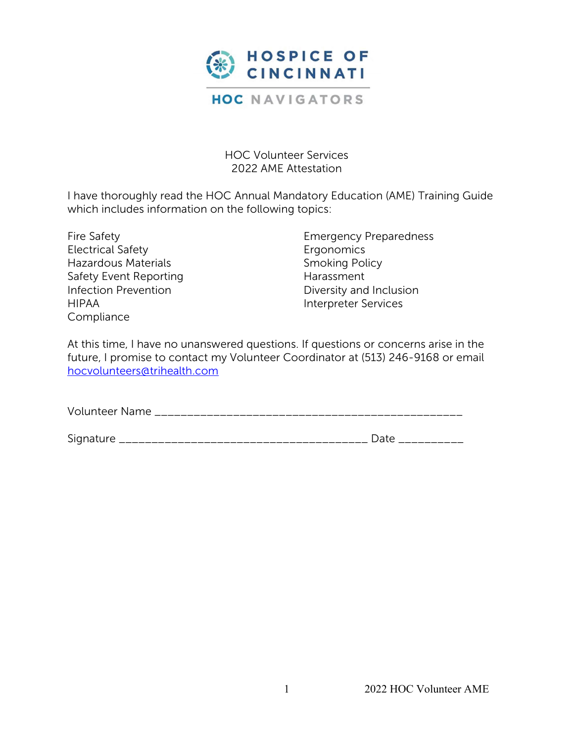# HOSPICE OF CINCINNATI

## HOC NAVIGATORS

HOC Volunteer Services
2022 AME Attestation

I have thoroughly read the HOC Annual Mandatory Education (AME) Training Guide which includes information on the following topics:

- Fire Safety
- Electrical Safety
- Hazardous Materials
- Safety Event Reporting
- Infection Prevention
- HIPAA
- Compliance
- Emergency Preparedness
- Ergonomics
- Smoking Policy
- Harassment
- Diversity and Inclusion
- Interpreter Services

At this time, I have no unanswered questions. If questions or concerns arise in the future, I promise to contact my Volunteer Coordinator at (513) 246-9168 or email hocvolunteers@trihealth.com

Volunteer Name ________________________________________________

Signature _______________________________________ Date __________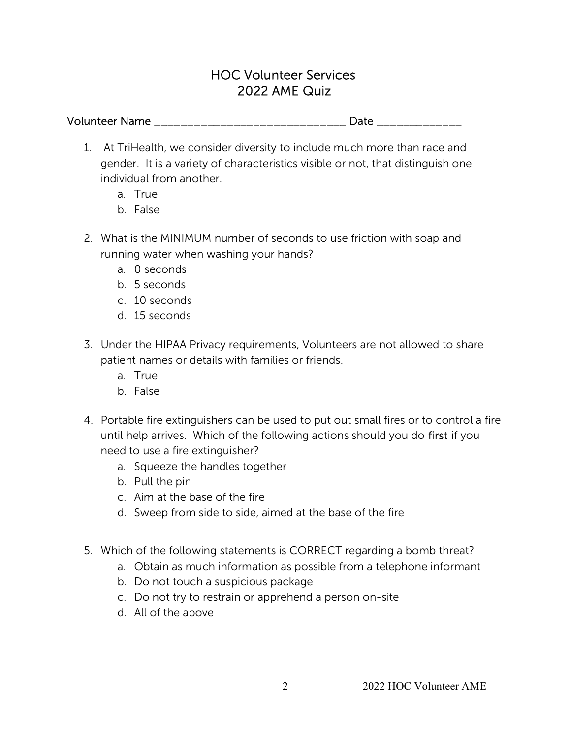# HOC Volunteer Services
# 2022 AME Quiz

Volunteer Name ______________________________ Date _____________

1. At TriHealth, we consider diversity to include much more than race and gender. It is a variety of characteristics visible or not, that distinguish one individual from another.
   a. True
   b. False

2. What is the MINIMUM number of seconds to use friction with soap and running water when washing your hands?
   a. 0 seconds
   b. 5 seconds
   c. 10 seconds
   d. 15 seconds

3. Under the HIPAA Privacy requirements, Volunteers are not allowed to share patient names or details with families or friends.
   a. True
   b. False

4. Portable fire extinguishers can be used to put out small fires or to control a fire until help arrives. Which of the following actions should you do first if you need to use a fire extinguisher?
   a. Squeeze the handles together
   b. Pull the pin
   c. Aim at the base of the fire
   d. Sweep from side to side, aimed at the base of the fire

5. Which of the following statements is CORRECT regarding a bomb threat?
   a. Obtain as much information as possible from a telephone informant
   b. Do not touch a suspicious package
   c. Do not try to restrain or apprehend a person on-site
   d. All of the above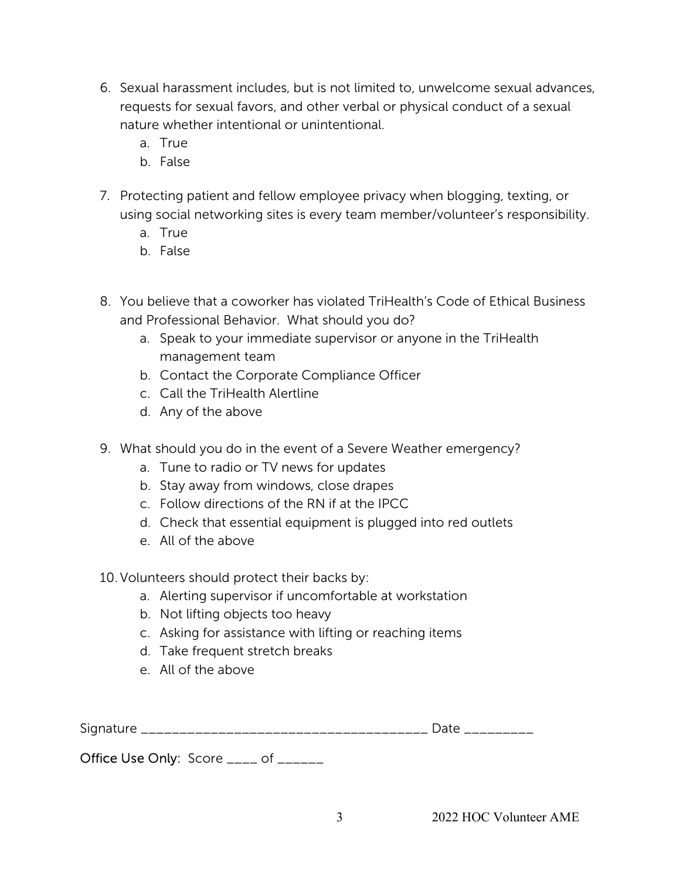6. Sexual harassment includes, but is not limited to, unwelcome sexual advances, requests for sexual favors, and other verbal or physical conduct of a sexual nature whether intentional or unintentional.
   a. True
   b. False

7. Protecting patient and fellow employee privacy when blogging, texting, or using social networking sites is every team member/volunteer's responsibility.
   a. True
   b. False

8. You believe that a coworker has violated TriHealth's Code of Ethical Business and Professional Behavior. What should you do?
   a. Speak to your immediate supervisor or anyone in the TriHealth management team
   b. Contact the Corporate Compliance Officer
   c. Call the TriHealth Alertline
   d. Any of the above

9. What should you do in the event of a Severe Weather emergency?
   a. Tune to radio or TV news for updates
   b. Stay away from windows, close drapes
   c. Follow directions of the RN if at the IPCC
   d. Check that essential equipment is plugged into red outlets
   e. All of the above

10. Volunteers should protect their backs by:
    a. Alerting supervisor if uncomfortable at workstation
    b. Not lifting objects too heavy
    c. Asking for assistance with lifting or reaching items
    d. Take frequent stretch breaks
    e. All of the above

Signature ______________________________________ Date _________

Office Use Only: Score ____ of ______